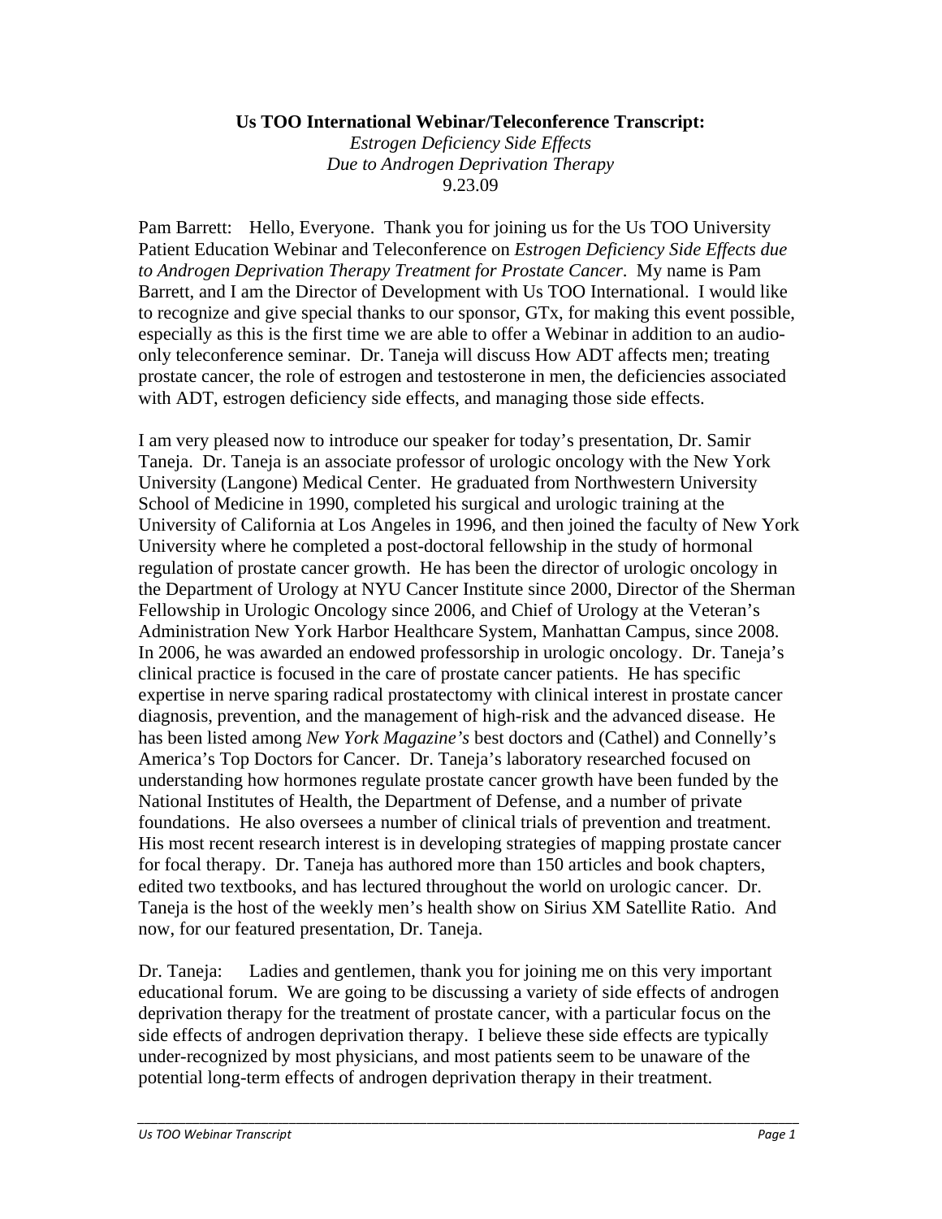**Us TOO International Webinar/Teleconference Transcript:**

*Estrogen Deficiency Side Effects*
*Due to Androgen Deprivation Therapy*
9.23.09

Pam Barrett: Hello, Everyone. Thank you for joining us for the Us TOO University Patient Education Webinar and Teleconference on *Estrogen Deficiency Side Effects due to Androgen Deprivation Therapy Treatment for Prostate Cancer*. My name is Pam Barrett, and I am the Director of Development with Us TOO International. I would like to recognize and give special thanks to our sponsor, GTx, for making this event possible, especially as this is the first time we are able to offer a Webinar in addition to an audio-only teleconference seminar. Dr. Taneja will discuss How ADT affects men; treating prostate cancer, the role of estrogen and testosterone in men, the deficiencies associated with ADT, estrogen deficiency side effects, and managing those side effects.

I am very pleased now to introduce our speaker for today's presentation, Dr. Samir Taneja. Dr. Taneja is an associate professor of urologic oncology with the New York University (Langone) Medical Center. He graduated from Northwestern University School of Medicine in 1990, completed his surgical and urologic training at the University of California at Los Angeles in 1996, and then joined the faculty of New York University where he completed a post-doctoral fellowship in the study of hormonal regulation of prostate cancer growth. He has been the director of urologic oncology in the Department of Urology at NYU Cancer Institute since 2000, Director of the Sherman Fellowship in Urologic Oncology since 2006, and Chief of Urology at the Veteran's Administration New York Harbor Healthcare System, Manhattan Campus, since 2008. In 2006, he was awarded an endowed professorship in urologic oncology. Dr. Taneja's clinical practice is focused in the care of prostate cancer patients. He has specific expertise in nerve sparing radical prostatectomy with clinical interest in prostate cancer diagnosis, prevention, and the management of high-risk and the advanced disease. He has been listed among *New York Magazine's* best doctors and (Cathel) and Connelly's America's Top Doctors for Cancer. Dr. Taneja's laboratory researched focused on understanding how hormones regulate prostate cancer growth have been funded by the National Institutes of Health, the Department of Defense, and a number of private foundations. He also oversees a number of clinical trials of prevention and treatment. His most recent research interest is in developing strategies of mapping prostate cancer for focal therapy. Dr. Taneja has authored more than 150 articles and book chapters, edited two textbooks, and has lectured throughout the world on urologic cancer. Dr. Taneja is the host of the weekly men's health show on Sirius XM Satellite Ratio. And now, for our featured presentation, Dr. Taneja.

Dr. Taneja: Ladies and gentlemen, thank you for joining me on this very important educational forum. We are going to be discussing a variety of side effects of androgen deprivation therapy for the treatment of prostate cancer, with a particular focus on the side effects of androgen deprivation therapy. I believe these side effects are typically under-recognized by most physicians, and most patients seem to be unaware of the potential long-term effects of androgen deprivation therapy in their treatment.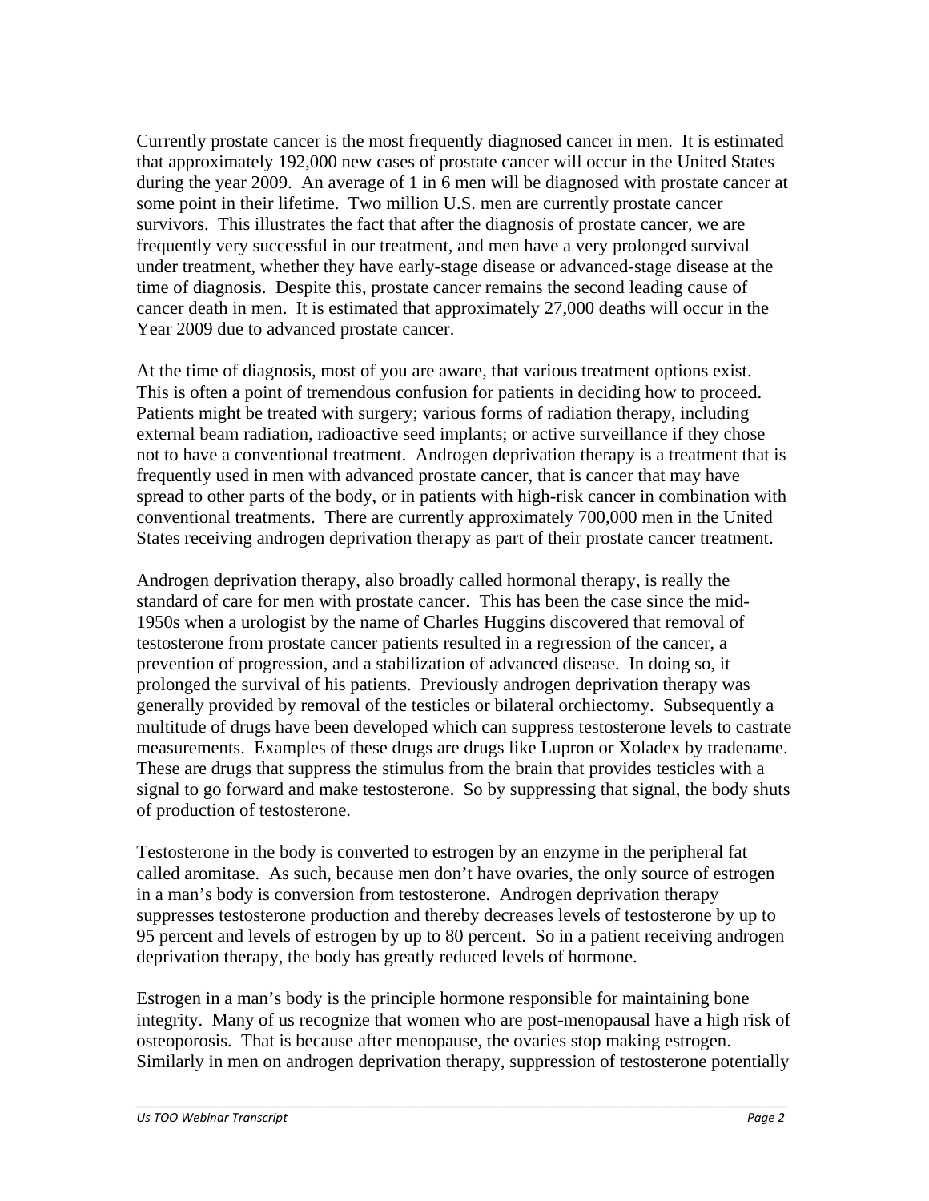Currently prostate cancer is the most frequently diagnosed cancer in men. It is estimated that approximately 192,000 new cases of prostate cancer will occur in the United States during the year 2009. An average of 1 in 6 men will be diagnosed with prostate cancer at some point in their lifetime. Two million U.S. men are currently prostate cancer survivors. This illustrates the fact that after the diagnosis of prostate cancer, we are frequently very successful in our treatment, and men have a very prolonged survival under treatment, whether they have early-stage disease or advanced-stage disease at the time of diagnosis. Despite this, prostate cancer remains the second leading cause of cancer death in men. It is estimated that approximately 27,000 deaths will occur in the Year 2009 due to advanced prostate cancer.

At the time of diagnosis, most of you are aware, that various treatment options exist. This is often a point of tremendous confusion for patients in deciding how to proceed. Patients might be treated with surgery; various forms of radiation therapy, including external beam radiation, radioactive seed implants; or active surveillance if they chose not to have a conventional treatment. Androgen deprivation therapy is a treatment that is frequently used in men with advanced prostate cancer, that is cancer that may have spread to other parts of the body, or in patients with high-risk cancer in combination with conventional treatments. There are currently approximately 700,000 men in the United States receiving androgen deprivation therapy as part of their prostate cancer treatment.

Androgen deprivation therapy, also broadly called hormonal therapy, is really the standard of care for men with prostate cancer. This has been the case since the mid-1950s when a urologist by the name of Charles Huggins discovered that removal of testosterone from prostate cancer patients resulted in a regression of the cancer, a prevention of progression, and a stabilization of advanced disease. In doing so, it prolonged the survival of his patients. Previously androgen deprivation therapy was generally provided by removal of the testicles or bilateral orchiectomy. Subsequently a multitude of drugs have been developed which can suppress testosterone levels to castrate measurements. Examples of these drugs are drugs like Lupron or Xoladex by tradename. These are drugs that suppress the stimulus from the brain that provides testicles with a signal to go forward and make testosterone. So by suppressing that signal, the body shuts of production of testosterone.

Testosterone in the body is converted to estrogen by an enzyme in the peripheral fat called aromitase. As such, because men don't have ovaries, the only source of estrogen in a man's body is conversion from testosterone. Androgen deprivation therapy suppresses testosterone production and thereby decreases levels of testosterone by up to 95 percent and levels of estrogen by up to 80 percent. So in a patient receiving androgen deprivation therapy, the body has greatly reduced levels of hormone.

Estrogen in a man's body is the principle hormone responsible for maintaining bone integrity. Many of us recognize that women who are post-menopausal have a high risk of osteoporosis. That is because after menopause, the ovaries stop making estrogen. Similarly in men on androgen deprivation therapy, suppression of testosterone potentially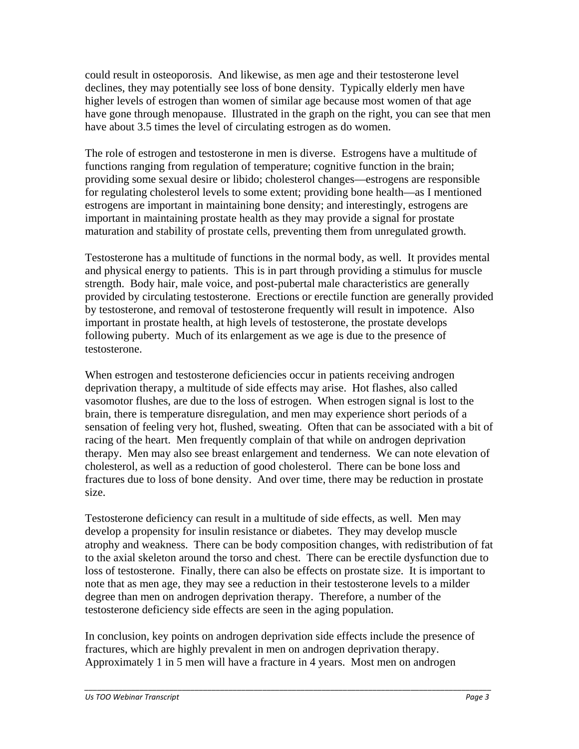could result in osteoporosis. And likewise, as men age and their testosterone level declines, they may potentially see loss of bone density. Typically elderly men have higher levels of estrogen than women of similar age because most women of that age have gone through menopause. Illustrated in the graph on the right, you can see that men have about 3.5 times the level of circulating estrogen as do women.

The role of estrogen and testosterone in men is diverse. Estrogens have a multitude of functions ranging from regulation of temperature; cognitive function in the brain; providing some sexual desire or libido; cholesterol changes—estrogens are responsible for regulating cholesterol levels to some extent; providing bone health—as I mentioned estrogens are important in maintaining bone density; and interestingly, estrogens are important in maintaining prostate health as they may provide a signal for prostate maturation and stability of prostate cells, preventing them from unregulated growth.

Testosterone has a multitude of functions in the normal body, as well. It provides mental and physical energy to patients. This is in part through providing a stimulus for muscle strength. Body hair, male voice, and post-pubertal male characteristics are generally provided by circulating testosterone. Erections or erectile function are generally provided by testosterone, and removal of testosterone frequently will result in impotence. Also important in prostate health, at high levels of testosterone, the prostate develops following puberty. Much of its enlargement as we age is due to the presence of testosterone.

When estrogen and testosterone deficiencies occur in patients receiving androgen deprivation therapy, a multitude of side effects may arise. Hot flashes, also called vasomotor flushes, are due to the loss of estrogen. When estrogen signal is lost to the brain, there is temperature disregulation, and men may experience short periods of a sensation of feeling very hot, flushed, sweating. Often that can be associated with a bit of racing of the heart. Men frequently complain of that while on androgen deprivation therapy. Men may also see breast enlargement and tenderness. We can note elevation of cholesterol, as well as a reduction of good cholesterol. There can be bone loss and fractures due to loss of bone density. And over time, there may be reduction in prostate size.

Testosterone deficiency can result in a multitude of side effects, as well. Men may develop a propensity for insulin resistance or diabetes. They may develop muscle atrophy and weakness. There can be body composition changes, with redistribution of fat to the axial skeleton around the torso and chest. There can be erectile dysfunction due to loss of testosterone. Finally, there can also be effects on prostate size. It is important to note that as men age, they may see a reduction in their testosterone levels to a milder degree than men on androgen deprivation therapy. Therefore, a number of the testosterone deficiency side effects are seen in the aging population.

In conclusion, key points on androgen deprivation side effects include the presence of fractures, which are highly prevalent in men on androgen deprivation therapy. Approximately 1 in 5 men will have a fracture in 4 years. Most men on androgen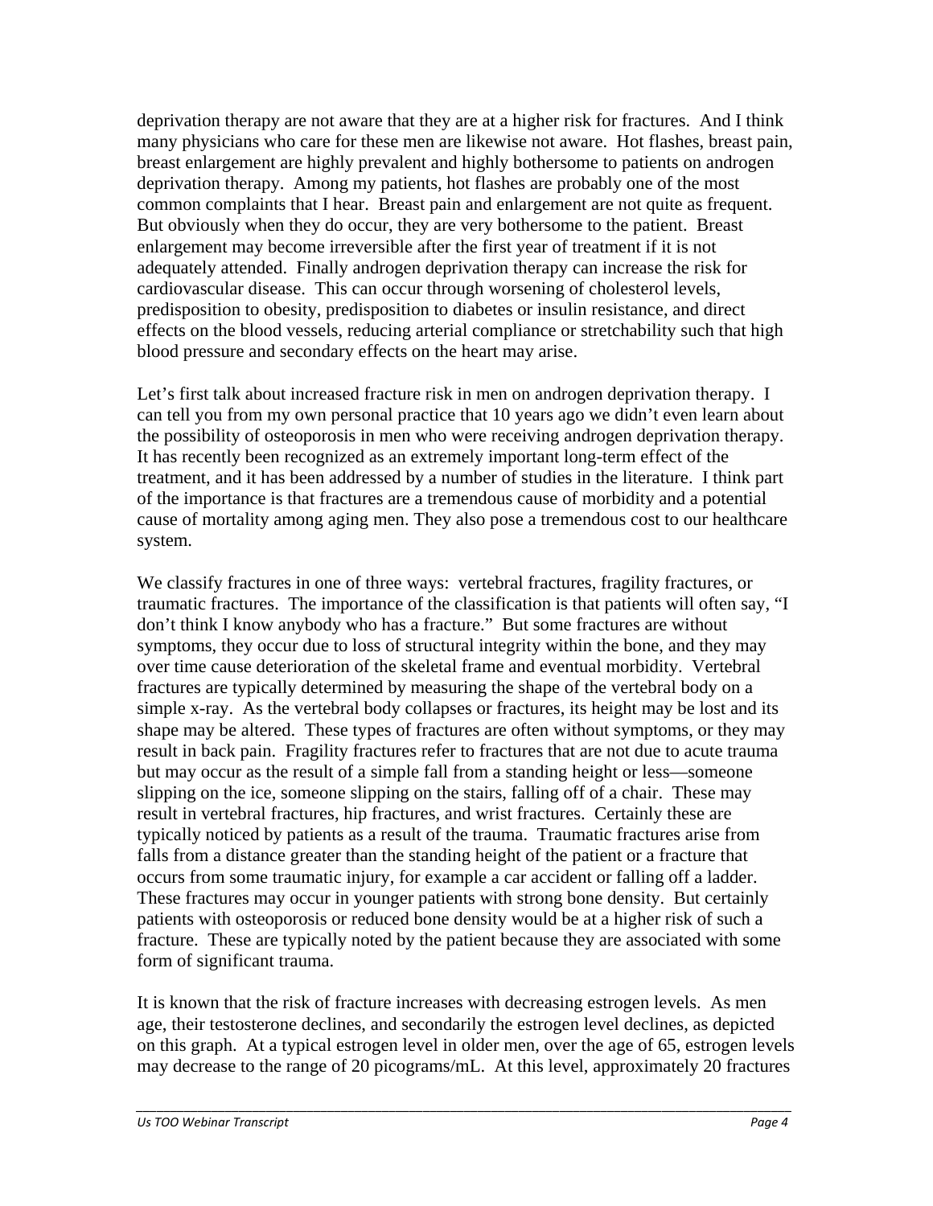deprivation therapy are not aware that they are at a higher risk for fractures. And I think many physicians who care for these men are likewise not aware. Hot flashes, breast pain, breast enlargement are highly prevalent and highly bothersome to patients on androgen deprivation therapy. Among my patients, hot flashes are probably one of the most common complaints that I hear. Breast pain and enlargement are not quite as frequent. But obviously when they do occur, they are very bothersome to the patient. Breast enlargement may become irreversible after the first year of treatment if it is not adequately attended. Finally androgen deprivation therapy can increase the risk for cardiovascular disease. This can occur through worsening of cholesterol levels, predisposition to obesity, predisposition to diabetes or insulin resistance, and direct effects on the blood vessels, reducing arterial compliance or stretchability such that high blood pressure and secondary effects on the heart may arise.

Let's first talk about increased fracture risk in men on androgen deprivation therapy. I can tell you from my own personal practice that 10 years ago we didn't even learn about the possibility of osteoporosis in men who were receiving androgen deprivation therapy. It has recently been recognized as an extremely important long-term effect of the treatment, and it has been addressed by a number of studies in the literature. I think part of the importance is that fractures are a tremendous cause of morbidity and a potential cause of mortality among aging men. They also pose a tremendous cost to our healthcare system.

We classify fractures in one of three ways: vertebral fractures, fragility fractures, or traumatic fractures. The importance of the classification is that patients will often say, "I don't think I know anybody who has a fracture." But some fractures are without symptoms, they occur due to loss of structural integrity within the bone, and they may over time cause deterioration of the skeletal frame and eventual morbidity. Vertebral fractures are typically determined by measuring the shape of the vertebral body on a simple x-ray. As the vertebral body collapses or fractures, its height may be lost and its shape may be altered. These types of fractures are often without symptoms, or they may result in back pain. Fragility fractures refer to fractures that are not due to acute trauma but may occur as the result of a simple fall from a standing height or less—someone slipping on the ice, someone slipping on the stairs, falling off of a chair. These may result in vertebral fractures, hip fractures, and wrist fractures. Certainly these are typically noticed by patients as a result of the trauma. Traumatic fractures arise from falls from a distance greater than the standing height of the patient or a fracture that occurs from some traumatic injury, for example a car accident or falling off a ladder. These fractures may occur in younger patients with strong bone density. But certainly patients with osteoporosis or reduced bone density would be at a higher risk of such a fracture. These are typically noted by the patient because they are associated with some form of significant trauma.

It is known that the risk of fracture increases with decreasing estrogen levels. As men age, their testosterone declines, and secondarily the estrogen level declines, as depicted on this graph. At a typical estrogen level in older men, over the age of 65, estrogen levels may decrease to the range of 20 picograms/mL. At this level, approximately 20 fractures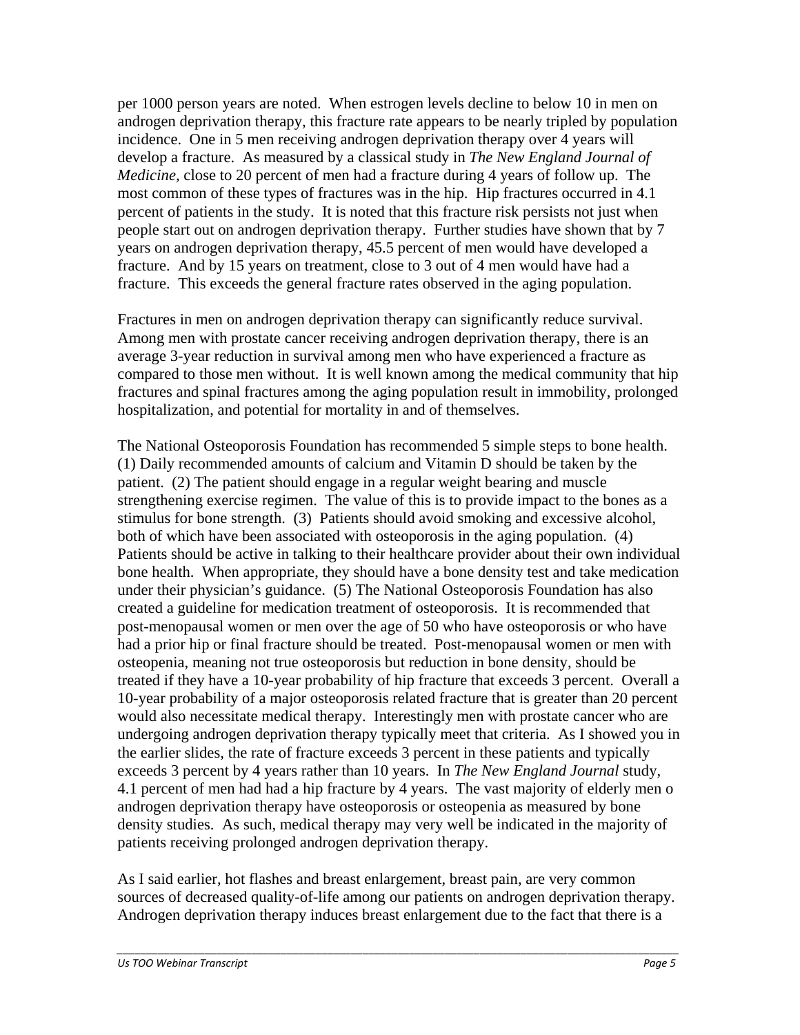per 1000 person years are noted. When estrogen levels decline to below 10 in men on androgen deprivation therapy, this fracture rate appears to be nearly tripled by population incidence. One in 5 men receiving androgen deprivation therapy over 4 years will develop a fracture. As measured by a classical study in *The New England Journal of Medicine,* close to 20 percent of men had a fracture during 4 years of follow up. The most common of these types of fractures was in the hip. Hip fractures occurred in 4.1 percent of patients in the study. It is noted that this fracture risk persists not just when people start out on androgen deprivation therapy. Further studies have shown that by 7 years on androgen deprivation therapy, 45.5 percent of men would have developed a fracture. And by 15 years on treatment, close to 3 out of 4 men would have had a fracture. This exceeds the general fracture rates observed in the aging population.

Fractures in men on androgen deprivation therapy can significantly reduce survival. Among men with prostate cancer receiving androgen deprivation therapy, there is an average 3-year reduction in survival among men who have experienced a fracture as compared to those men without. It is well known among the medical community that hip fractures and spinal fractures among the aging population result in immobility, prolonged hospitalization, and potential for mortality in and of themselves.

The National Osteoporosis Foundation has recommended 5 simple steps to bone health. (1) Daily recommended amounts of calcium and Vitamin D should be taken by the patient. (2) The patient should engage in a regular weight bearing and muscle strengthening exercise regimen. The value of this is to provide impact to the bones as a stimulus for bone strength. (3) Patients should avoid smoking and excessive alcohol, both of which have been associated with osteoporosis in the aging population. (4) Patients should be active in talking to their healthcare provider about their own individual bone health. When appropriate, they should have a bone density test and take medication under their physician's guidance. (5) The National Osteoporosis Foundation has also created a guideline for medication treatment of osteoporosis. It is recommended that post-menopausal women or men over the age of 50 who have osteoporosis or who have had a prior hip or final fracture should be treated. Post-menopausal women or men with osteopenia, meaning not true osteoporosis but reduction in bone density, should be treated if they have a 10-year probability of hip fracture that exceeds 3 percent. Overall a 10-year probability of a major osteoporosis related fracture that is greater than 20 percent would also necessitate medical therapy. Interestingly men with prostate cancer who are undergoing androgen deprivation therapy typically meet that criteria. As I showed you in the earlier slides, the rate of fracture exceeds 3 percent in these patients and typically exceeds 3 percent by 4 years rather than 10 years. In *The New England Journal* study, 4.1 percent of men had had a hip fracture by 4 years. The vast majority of elderly men o androgen deprivation therapy have osteoporosis or osteopenia as measured by bone density studies. As such, medical therapy may very well be indicated in the majority of patients receiving prolonged androgen deprivation therapy.

As I said earlier, hot flashes and breast enlargement, breast pain, are very common sources of decreased quality-of-life among our patients on androgen deprivation therapy. Androgen deprivation therapy induces breast enlargement due to the fact that there is a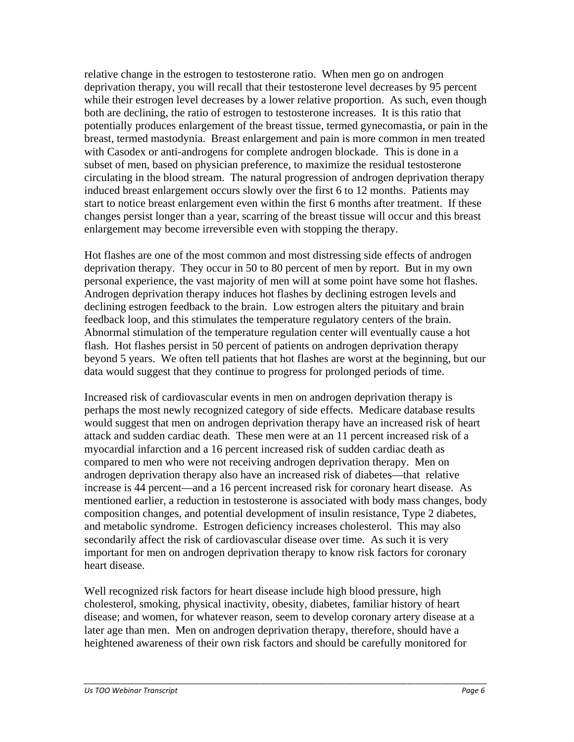relative change in the estrogen to testosterone ratio. When men go on androgen deprivation therapy, you will recall that their testosterone level decreases by 95 percent while their estrogen level decreases by a lower relative proportion. As such, even though both are declining, the ratio of estrogen to testosterone increases. It is this ratio that potentially produces enlargement of the breast tissue, termed gynecomastia, or pain in the breast, termed mastodynia. Breast enlargement and pain is more common in men treated with Casodex or anti-androgens for complete androgen blockade. This is done in a subset of men, based on physician preference, to maximize the residual testosterone circulating in the blood stream. The natural progression of androgen deprivation therapy induced breast enlargement occurs slowly over the first 6 to 12 months. Patients may start to notice breast enlargement even within the first 6 months after treatment. If these changes persist longer than a year, scarring of the breast tissue will occur and this breast enlargement may become irreversible even with stopping the therapy.

Hot flashes are one of the most common and most distressing side effects of androgen deprivation therapy. They occur in 50 to 80 percent of men by report. But in my own personal experience, the vast majority of men will at some point have some hot flashes. Androgen deprivation therapy induces hot flashes by declining estrogen levels and declining estrogen feedback to the brain. Low estrogen alters the pituitary and brain feedback loop, and this stimulates the temperature regulatory centers of the brain. Abnormal stimulation of the temperature regulation center will eventually cause a hot flash. Hot flashes persist in 50 percent of patients on androgen deprivation therapy beyond 5 years. We often tell patients that hot flashes are worst at the beginning, but our data would suggest that they continue to progress for prolonged periods of time.

Increased risk of cardiovascular events in men on androgen deprivation therapy is perhaps the most newly recognized category of side effects. Medicare database results would suggest that men on androgen deprivation therapy have an increased risk of heart attack and sudden cardiac death. These men were at an 11 percent increased risk of a myocardial infarction and a 16 percent increased risk of sudden cardiac death as compared to men who were not receiving androgen deprivation therapy. Men on androgen deprivation therapy also have an increased risk of diabetes—that relative increase is 44 percent—and a 16 percent increased risk for coronary heart disease. As mentioned earlier, a reduction in testosterone is associated with body mass changes, body composition changes, and potential development of insulin resistance, Type 2 diabetes, and metabolic syndrome. Estrogen deficiency increases cholesterol. This may also secondarily affect the risk of cardiovascular disease over time. As such it is very important for men on androgen deprivation therapy to know risk factors for coronary heart disease.

Well recognized risk factors for heart disease include high blood pressure, high cholesterol, smoking, physical inactivity, obesity, diabetes, familiar history of heart disease; and women, for whatever reason, seem to develop coronary artery disease at a later age than men. Men on androgen deprivation therapy, therefore, should have a heightened awareness of their own risk factors and should be carefully monitored for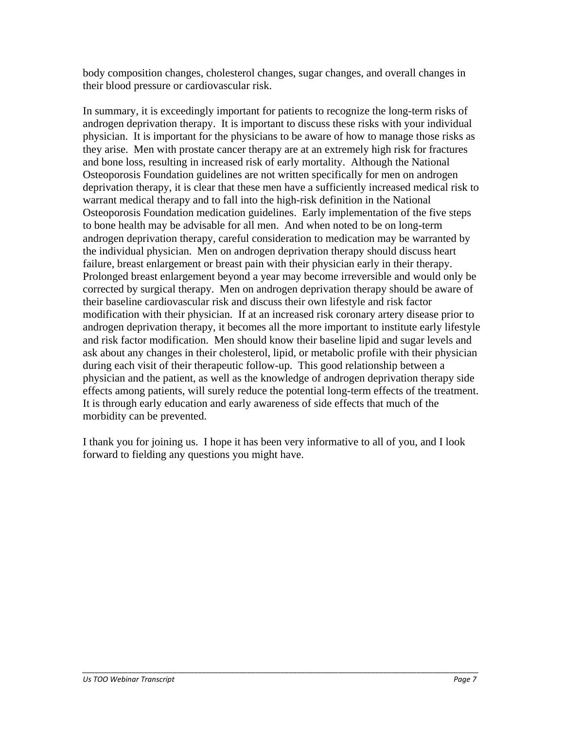body composition changes, cholesterol changes, sugar changes, and overall changes in their blood pressure or cardiovascular risk.

In summary, it is exceedingly important for patients to recognize the long-term risks of androgen deprivation therapy. It is important to discuss these risks with your individual physician. It is important for the physicians to be aware of how to manage those risks as they arise. Men with prostate cancer therapy are at an extremely high risk for fractures and bone loss, resulting in increased risk of early mortality. Although the National Osteoporosis Foundation guidelines are not written specifically for men on androgen deprivation therapy, it is clear that these men have a sufficiently increased medical risk to warrant medical therapy and to fall into the high-risk definition in the National Osteoporosis Foundation medication guidelines. Early implementation of the five steps to bone health may be advisable for all men. And when noted to be on long-term androgen deprivation therapy, careful consideration to medication may be warranted by the individual physician. Men on androgen deprivation therapy should discuss heart failure, breast enlargement or breast pain with their physician early in their therapy. Prolonged breast enlargement beyond a year may become irreversible and would only be corrected by surgical therapy. Men on androgen deprivation therapy should be aware of their baseline cardiovascular risk and discuss their own lifestyle and risk factor modification with their physician. If at an increased risk coronary artery disease prior to androgen deprivation therapy, it becomes all the more important to institute early lifestyle and risk factor modification. Men should know their baseline lipid and sugar levels and ask about any changes in their cholesterol, lipid, or metabolic profile with their physician during each visit of their therapeutic follow-up. This good relationship between a physician and the patient, as well as the knowledge of androgen deprivation therapy side effects among patients, will surely reduce the potential long-term effects of the treatment. It is through early education and early awareness of side effects that much of the morbidity can be prevented.

I thank you for joining us. I hope it has been very informative to all of you, and I look forward to fielding any questions you might have.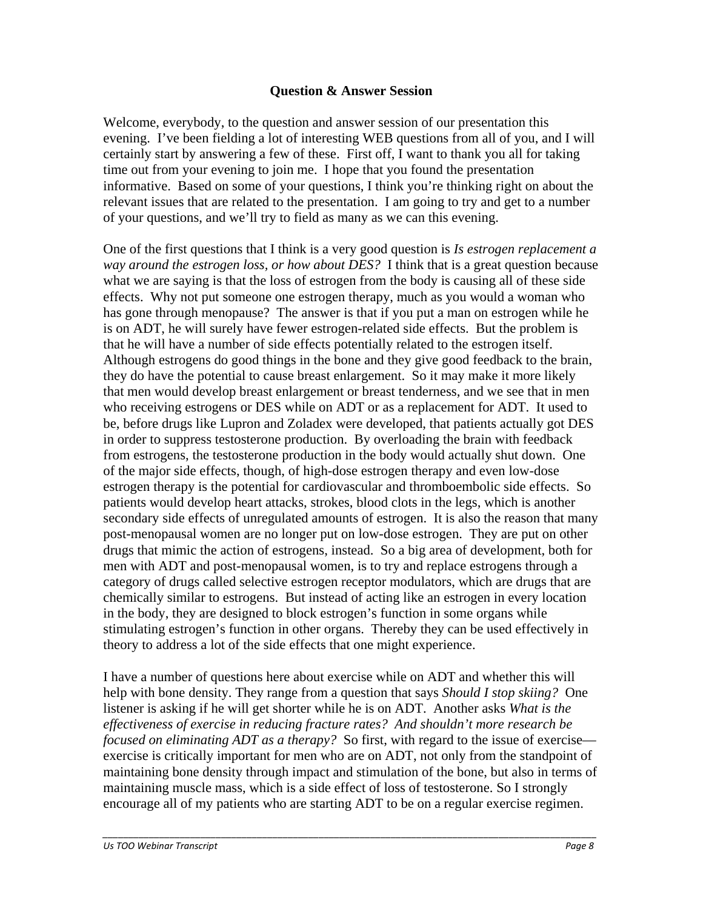## Question & Answer Session

Welcome, everybody, to the question and answer session of our presentation this evening. I've been fielding a lot of interesting WEB questions from all of you, and I will certainly start by answering a few of these. First off, I want to thank you all for taking time out from your evening to join me. I hope that you found the presentation informative. Based on some of your questions, I think you're thinking right on about the relevant issues that are related to the presentation. I am going to try and get to a number of your questions, and we'll try to field as many as we can this evening.

One of the first questions that I think is a very good question is *Is estrogen replacement a way around the estrogen loss, or how about DES?* I think that is a great question because what we are saying is that the loss of estrogen from the body is causing all of these side effects. Why not put someone one estrogen therapy, much as you would a woman who has gone through menopause? The answer is that if you put a man on estrogen while he is on ADT, he will surely have fewer estrogen-related side effects. But the problem is that he will have a number of side effects potentially related to the estrogen itself. Although estrogens do good things in the bone and they give good feedback to the brain, they do have the potential to cause breast enlargement. So it may make it more likely that men would develop breast enlargement or breast tenderness, and we see that in men who receiving estrogens or DES while on ADT or as a replacement for ADT. It used to be, before drugs like Lupron and Zoladex were developed, that patients actually got DES in order to suppress testosterone production. By overloading the brain with feedback from estrogens, the testosterone production in the body would actually shut down. One of the major side effects, though, of high-dose estrogen therapy and even low-dose estrogen therapy is the potential for cardiovascular and thromboembolic side effects. So patients would develop heart attacks, strokes, blood clots in the legs, which is another secondary side effects of unregulated amounts of estrogen. It is also the reason that many post-menopausal women are no longer put on low-dose estrogen. They are put on other drugs that mimic the action of estrogens, instead. So a big area of development, both for men with ADT and post-menopausal women, is to try and replace estrogens through a category of drugs called selective estrogen receptor modulators, which are drugs that are chemically similar to estrogens. But instead of acting like an estrogen in every location in the body, they are designed to block estrogen's function in some organs while stimulating estrogen's function in other organs. Thereby they can be used effectively in theory to address a lot of the side effects that one might experience.

I have a number of questions here about exercise while on ADT and whether this will help with bone density. They range from a question that says *Should I stop skiing?* One listener is asking if he will get shorter while he is on ADT. Another asks *What is the effectiveness of exercise in reducing fracture rates? And shouldn't more research be focused on eliminating ADT as a therapy?* So first, with regard to the issue of exercise—exercise is critically important for men who are on ADT, not only from the standpoint of maintaining bone density through impact and stimulation of the bone, but also in terms of maintaining muscle mass, which is a side effect of loss of testosterone. So I strongly encourage all of my patients who are starting ADT to be on a regular exercise regimen.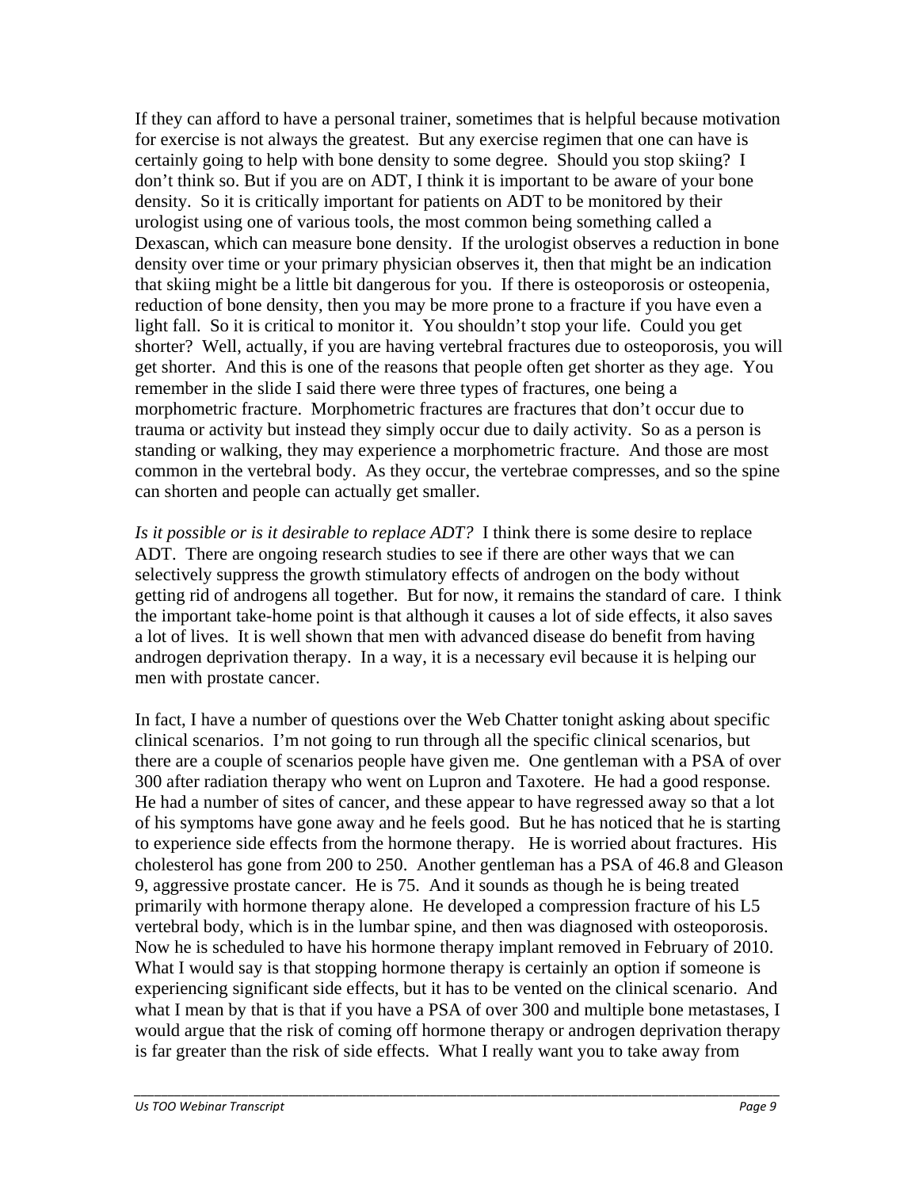If they can afford to have a personal trainer, sometimes that is helpful because motivation for exercise is not always the greatest. But any exercise regimen that one can have is certainly going to help with bone density to some degree. Should you stop skiing? I don't think so. But if you are on ADT, I think it is important to be aware of your bone density. So it is critically important for patients on ADT to be monitored by their urologist using one of various tools, the most common being something called a Dexascan, which can measure bone density. If the urologist observes a reduction in bone density over time or your primary physician observes it, then that might be an indication that skiing might be a little bit dangerous for you. If there is osteoporosis or osteopenia, reduction of bone density, then you may be more prone to a fracture if you have even a light fall. So it is critical to monitor it. You shouldn't stop your life. Could you get shorter? Well, actually, if you are having vertebral fractures due to osteoporosis, you will get shorter. And this is one of the reasons that people often get shorter as they age. You remember in the slide I said there were three types of fractures, one being a morphometric fracture. Morphometric fractures are fractures that don't occur due to trauma or activity but instead they simply occur due to daily activity. So as a person is standing or walking, they may experience a morphometric fracture. And those are most common in the vertebral body. As they occur, the vertebrae compresses, and so the spine can shorten and people can actually get smaller.

*Is it possible or is it desirable to replace ADT?* I think there is some desire to replace ADT. There are ongoing research studies to see if there are other ways that we can selectively suppress the growth stimulatory effects of androgen on the body without getting rid of androgens all together. But for now, it remains the standard of care. I think the important take-home point is that although it causes a lot of side effects, it also saves a lot of lives. It is well shown that men with advanced disease do benefit from having androgen deprivation therapy. In a way, it is a necessary evil because it is helping our men with prostate cancer.

In fact, I have a number of questions over the Web Chatter tonight asking about specific clinical scenarios. I'm not going to run through all the specific clinical scenarios, but there are a couple of scenarios people have given me. One gentleman with a PSA of over 300 after radiation therapy who went on Lupron and Taxotere. He had a good response. He had a number of sites of cancer, and these appear to have regressed away so that a lot of his symptoms have gone away and he feels good. But he has noticed that he is starting to experience side effects from the hormone therapy. He is worried about fractures. His cholesterol has gone from 200 to 250. Another gentleman has a PSA of 46.8 and Gleason 9, aggressive prostate cancer. He is 75. And it sounds as though he is being treated primarily with hormone therapy alone. He developed a compression fracture of his L5 vertebral body, which is in the lumbar spine, and then was diagnosed with osteoporosis. Now he is scheduled to have his hormone therapy implant removed in February of 2010. What I would say is that stopping hormone therapy is certainly an option if someone is experiencing significant side effects, but it has to be vented on the clinical scenario. And what I mean by that is that if you have a PSA of over 300 and multiple bone metastases, I would argue that the risk of coming off hormone therapy or androgen deprivation therapy is far greater than the risk of side effects. What I really want you to take away from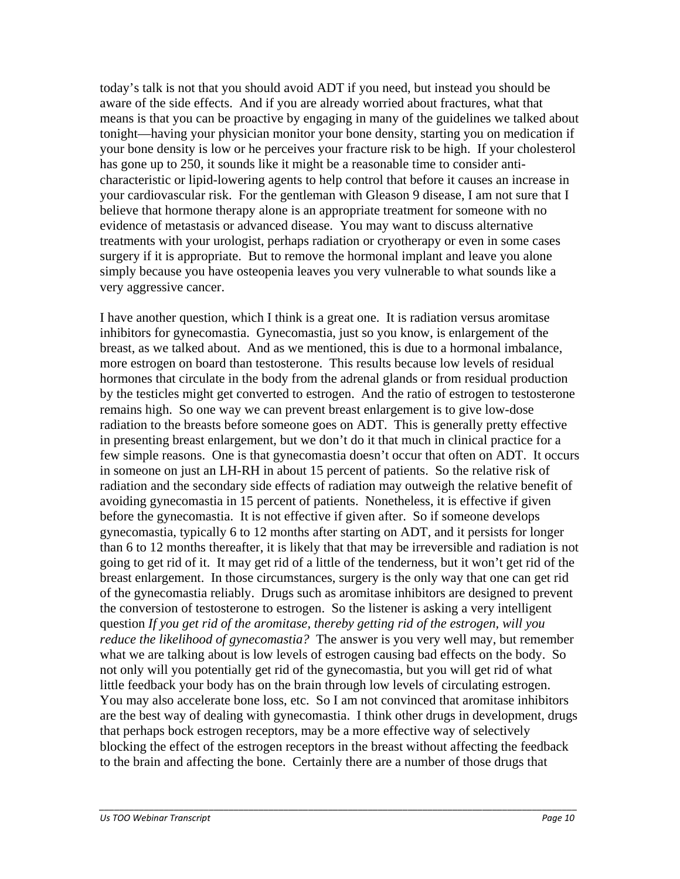today's talk is not that you should avoid ADT if you need, but instead you should be aware of the side effects. And if you are already worried about fractures, what that means is that you can be proactive by engaging in many of the guidelines we talked about tonight—having your physician monitor your bone density, starting you on medication if your bone density is low or he perceives your fracture risk to be high. If your cholesterol has gone up to 250, it sounds like it might be a reasonable time to consider anti-characteristic or lipid-lowering agents to help control that before it causes an increase in your cardiovascular risk. For the gentleman with Gleason 9 disease, I am not sure that I believe that hormone therapy alone is an appropriate treatment for someone with no evidence of metastasis or advanced disease. You may want to discuss alternative treatments with your urologist, perhaps radiation or cryotherapy or even in some cases surgery if it is appropriate. But to remove the hormonal implant and leave you alone simply because you have osteopenia leaves you very vulnerable to what sounds like a very aggressive cancer.

I have another question, which I think is a great one. It is radiation versus aromitase inhibitors for gynecomastia. Gynecomastia, just so you know, is enlargement of the breast, as we talked about. And as we mentioned, this is due to a hormonal imbalance, more estrogen on board than testosterone. This results because low levels of residual hormones that circulate in the body from the adrenal glands or from residual production by the testicles might get converted to estrogen. And the ratio of estrogen to testosterone remains high. So one way we can prevent breast enlargement is to give low-dose radiation to the breasts before someone goes on ADT. This is generally pretty effective in presenting breast enlargement, but we don't do it that much in clinical practice for a few simple reasons. One is that gynecomastia doesn't occur that often on ADT. It occurs in someone on just an LH-RH in about 15 percent of patients. So the relative risk of radiation and the secondary side effects of radiation may outweigh the relative benefit of avoiding gynecomastia in 15 percent of patients. Nonetheless, it is effective if given before the gynecomastia. It is not effective if given after. So if someone develops gynecomastia, typically 6 to 12 months after starting on ADT, and it persists for longer than 6 to 12 months thereafter, it is likely that that may be irreversible and radiation is not going to get rid of it. It may get rid of a little of the tenderness, but it won't get rid of the breast enlargement. In those circumstances, surgery is the only way that one can get rid of the gynecomastia reliably. Drugs such as aromitase inhibitors are designed to prevent the conversion of testosterone to estrogen. So the listener is asking a very intelligent question *If you get rid of the aromitase, thereby getting rid of the estrogen, will you reduce the likelihood of gynecomastia?* The answer is you very well may, but remember what we are talking about is low levels of estrogen causing bad effects on the body. So not only will you potentially get rid of the gynecomastia, but you will get rid of what little feedback your body has on the brain through low levels of circulating estrogen. You may also accelerate bone loss, etc. So I am not convinced that aromitase inhibitors are the best way of dealing with gynecomastia. I think other drugs in development, drugs that perhaps bock estrogen receptors, may be a more effective way of selectively blocking the effect of the estrogen receptors in the breast without affecting the feedback to the brain and affecting the bone. Certainly there are a number of those drugs that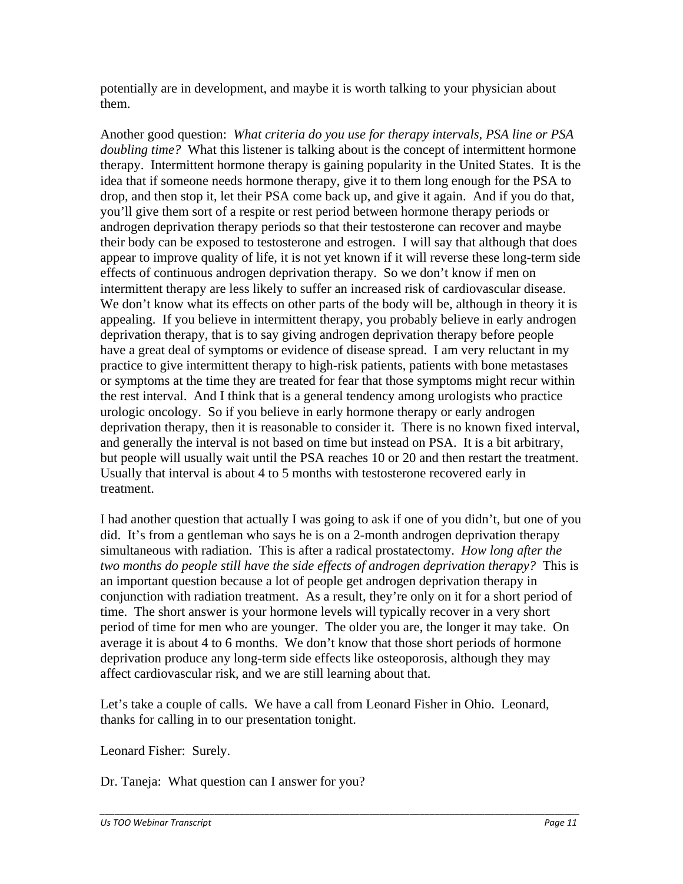potentially are in development, and maybe it is worth talking to your physician about them.

Another good question: *What criteria do you use for therapy intervals, PSA line or PSA doubling time?* What this listener is talking about is the concept of intermittent hormone therapy. Intermittent hormone therapy is gaining popularity in the United States. It is the idea that if someone needs hormone therapy, give it to them long enough for the PSA to drop, and then stop it, let their PSA come back up, and give it again. And if you do that, you'll give them sort of a respite or rest period between hormone therapy periods or androgen deprivation therapy periods so that their testosterone can recover and maybe their body can be exposed to testosterone and estrogen. I will say that although that does appear to improve quality of life, it is not yet known if it will reverse these long-term side effects of continuous androgen deprivation therapy. So we don't know if men on intermittent therapy are less likely to suffer an increased risk of cardiovascular disease. We don't know what its effects on other parts of the body will be, although in theory it is appealing. If you believe in intermittent therapy, you probably believe in early androgen deprivation therapy, that is to say giving androgen deprivation therapy before people have a great deal of symptoms or evidence of disease spread. I am very reluctant in my practice to give intermittent therapy to high-risk patients, patients with bone metastases or symptoms at the time they are treated for fear that those symptoms might recur within the rest interval. And I think that is a general tendency among urologists who practice urologic oncology. So if you believe in early hormone therapy or early androgen deprivation therapy, then it is reasonable to consider it. There is no known fixed interval, and generally the interval is not based on time but instead on PSA. It is a bit arbitrary, but people will usually wait until the PSA reaches 10 or 20 and then restart the treatment. Usually that interval is about 4 to 5 months with testosterone recovered early in treatment.

I had another question that actually I was going to ask if one of you didn't, but one of you did. It's from a gentleman who says he is on a 2-month androgen deprivation therapy simultaneous with radiation. This is after a radical prostatectomy. *How long after the two months do people still have the side effects of androgen deprivation therapy?* This is an important question because a lot of people get androgen deprivation therapy in conjunction with radiation treatment. As a result, they're only on it for a short period of time. The short answer is your hormone levels will typically recover in a very short period of time for men who are younger. The older you are, the longer it may take. On average it is about 4 to 6 months. We don't know that those short periods of hormone deprivation produce any long-term side effects like osteoporosis, although they may affect cardiovascular risk, and we are still learning about that.

Let's take a couple of calls. We have a call from Leonard Fisher in Ohio. Leonard, thanks for calling in to our presentation tonight.

Leonard Fisher: Surely.

Dr. Taneja: What question can I answer for you?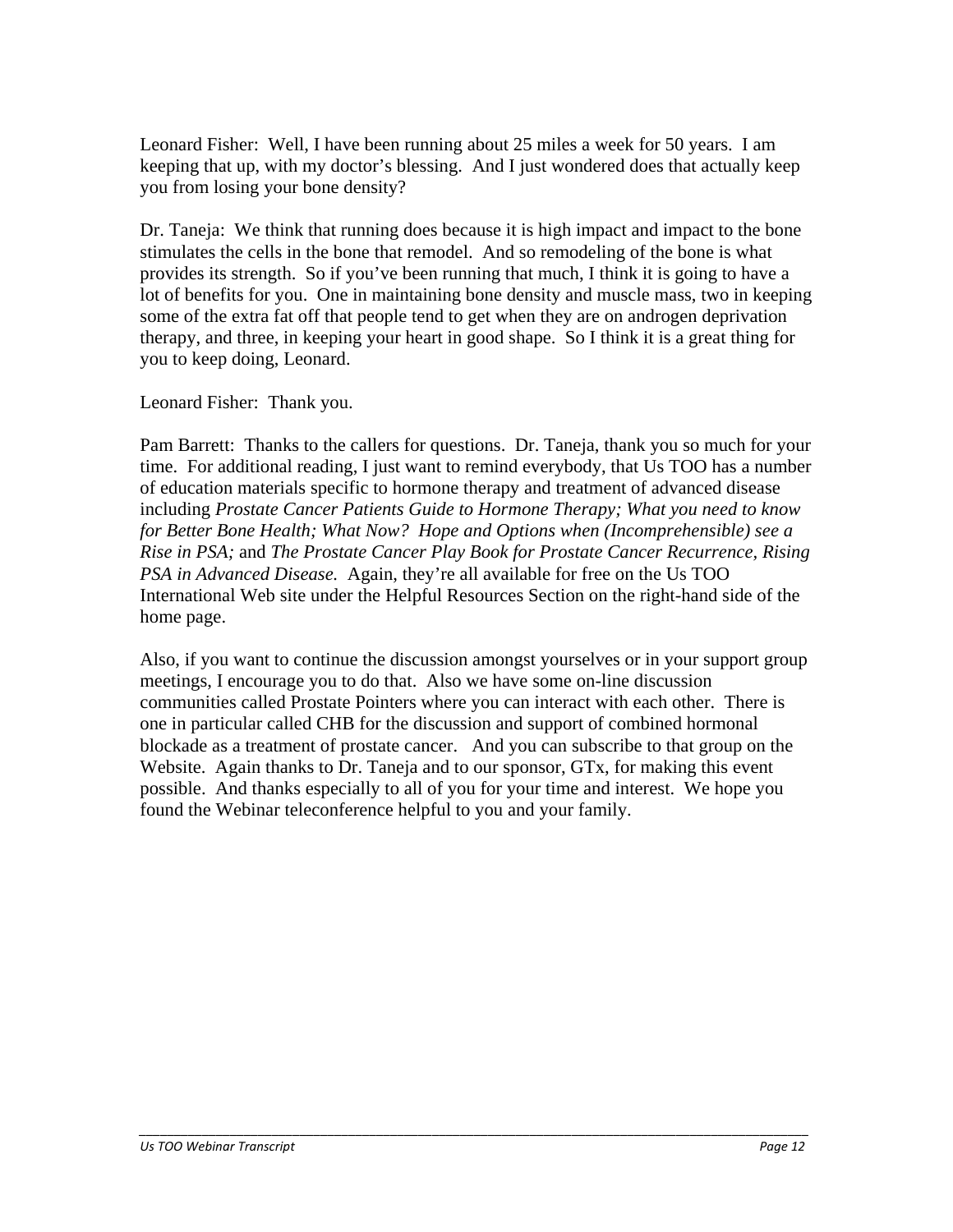Leonard Fisher: Well, I have been running about 25 miles a week for 50 years. I am keeping that up, with my doctor's blessing. And I just wondered does that actually keep you from losing your bone density?

Dr. Taneja: We think that running does because it is high impact and impact to the bone stimulates the cells in the bone that remodel. And so remodeling of the bone is what provides its strength. So if you've been running that much, I think it is going to have a lot of benefits for you. One in maintaining bone density and muscle mass, two in keeping some of the extra fat off that people tend to get when they are on androgen deprivation therapy, and three, in keeping your heart in good shape. So I think it is a great thing for you to keep doing, Leonard.

Leonard Fisher: Thank you.

Pam Barrett: Thanks to the callers for questions. Dr. Taneja, thank you so much for your time. For additional reading, I just want to remind everybody, that Us TOO has a number of education materials specific to hormone therapy and treatment of advanced disease including *Prostate Cancer Patients Guide to Hormone Therapy; What you need to know for Better Bone Health; What Now? Hope and Options when (Incomprehensible) see a Rise in PSA;* and *The Prostate Cancer Play Book for Prostate Cancer Recurrence, Rising PSA in Advanced Disease.* Again, they're all available for free on the Us TOO International Web site under the Helpful Resources Section on the right-hand side of the home page.

Also, if you want to continue the discussion amongst yourselves or in your support group meetings, I encourage you to do that. Also we have some on-line discussion communities called Prostate Pointers where you can interact with each other. There is one in particular called CHB for the discussion and support of combined hormonal blockade as a treatment of prostate cancer. And you can subscribe to that group on the Website. Again thanks to Dr. Taneja and to our sponsor, GTx, for making this event possible. And thanks especially to all of you for your time and interest. We hope you found the Webinar teleconference helpful to you and your family.